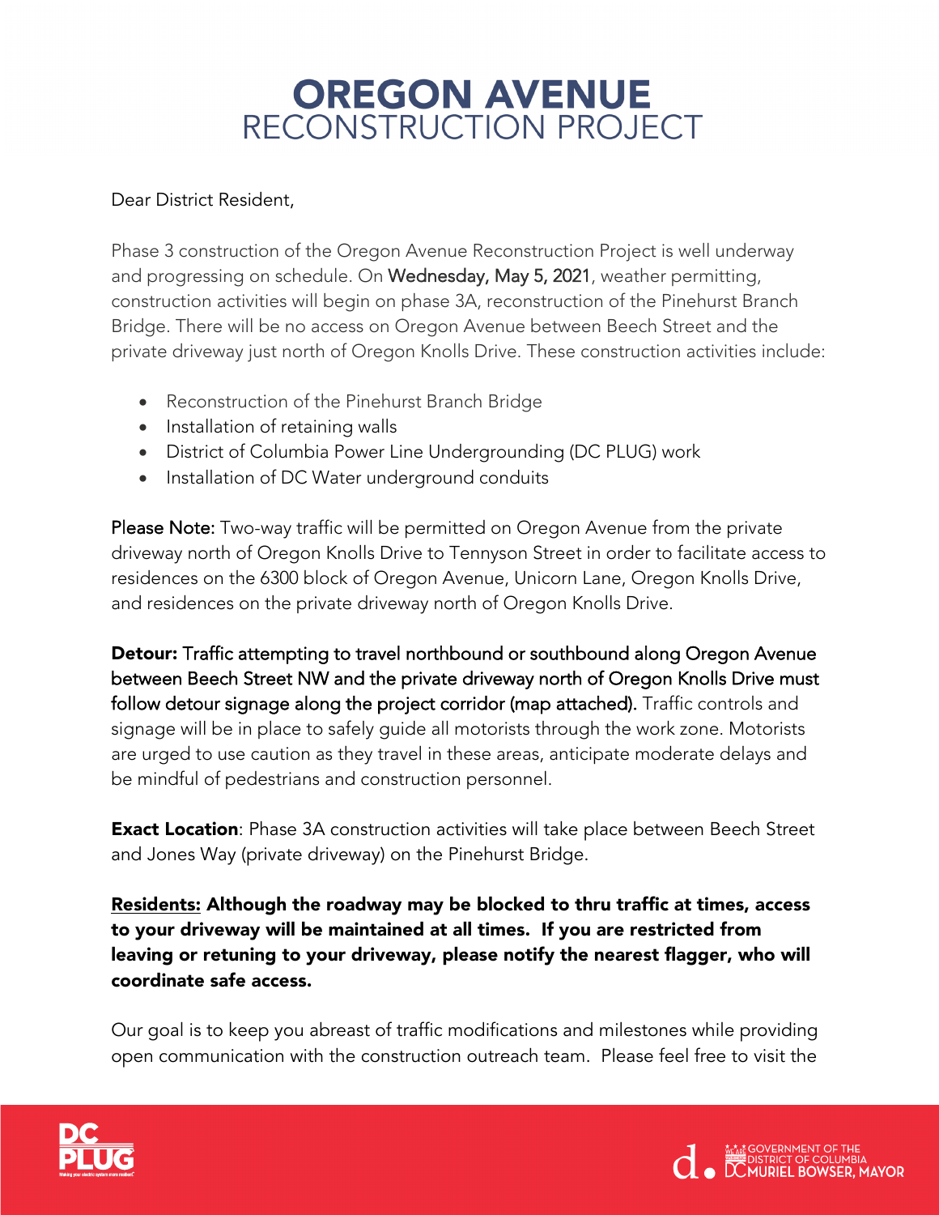# OREGON AVENUE
## RECONSTRUCTION PROJECT

Dear District Resident,

Phase 3 construction of the Oregon Avenue Reconstruction Project is well underway and progressing on schedule. On **Wednesday, May 5, 2021**, weather permitting, construction activities will begin on phase 3A, reconstruction of the Pinehurst Branch Bridge. There will be no access on Oregon Avenue between Beech Street and the private driveway just north of Oregon Knolls Drive. These construction activities include:

- Reconstruction of the Pinehurst Branch Bridge
- Installation of retaining walls
- District of Columbia Power Line Undergrounding (DC PLUG) work
- Installation of DC Water underground conduits

**Please Note:** Two-way traffic will be permitted on Oregon Avenue from the private driveway north of Oregon Knolls Drive to Tennyson Street in order to facilitate access to residences on the 6300 block of Oregon Avenue, Unicorn Lane, Oregon Knolls Drive, and residences on the private driveway north of Oregon Knolls Drive.

**Detour: Traffic attempting to travel northbound or southbound along Oregon Avenue between Beech Street NW and the private driveway north of Oregon Knolls Drive must follow detour signage along the project corridor (map attached).** Traffic controls and signage will be in place to safely guide all motorists through the work zone. Motorists are urged to use caution as they travel in these areas, anticipate moderate delays and be mindful of pedestrians and construction personnel.

**Exact Location**: Phase 3A construction activities will take place between Beech Street and Jones Way (private driveway) on the Pinehurst Bridge.

**Residents: Although the roadway may be blocked to thru traffic at times, access to your driveway will be maintained at all times. If you are restricted from leaving or retuning to your driveway, please notify the nearest flagger, who will coordinate safe access.**

Our goal is to keep you abreast of traffic modifications and milestones while providing open communication with the construction outreach team. Please feel free to visit the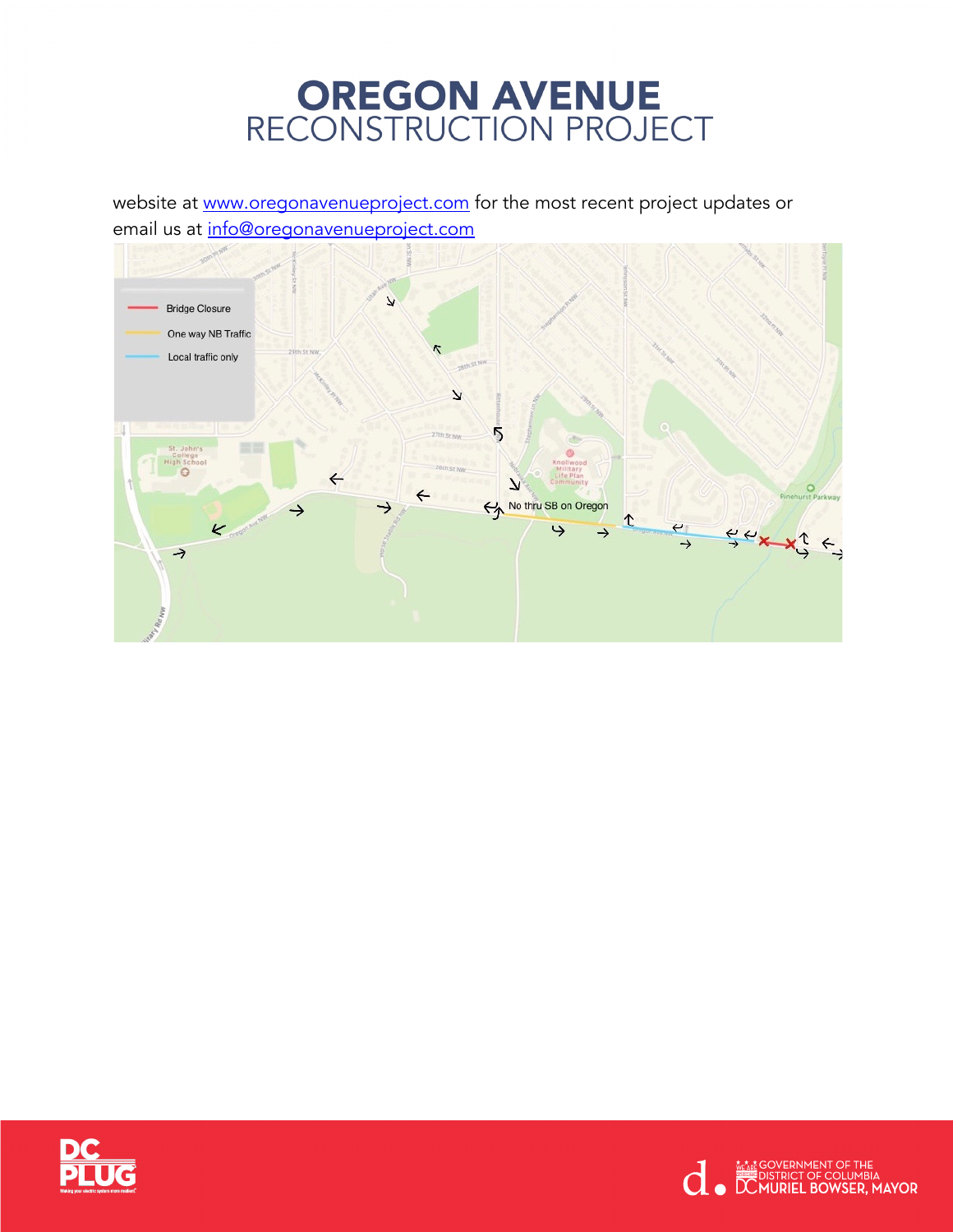# OREGON AVENUE
RECONSTRUCTION PROJECT

website at www.oregonavenueproject.com for the most recent project updates or email us at info@oregonavenueproject.com

Bridge Closure

One way NB Traffic

Local traffic only

No thru SB on Oregon